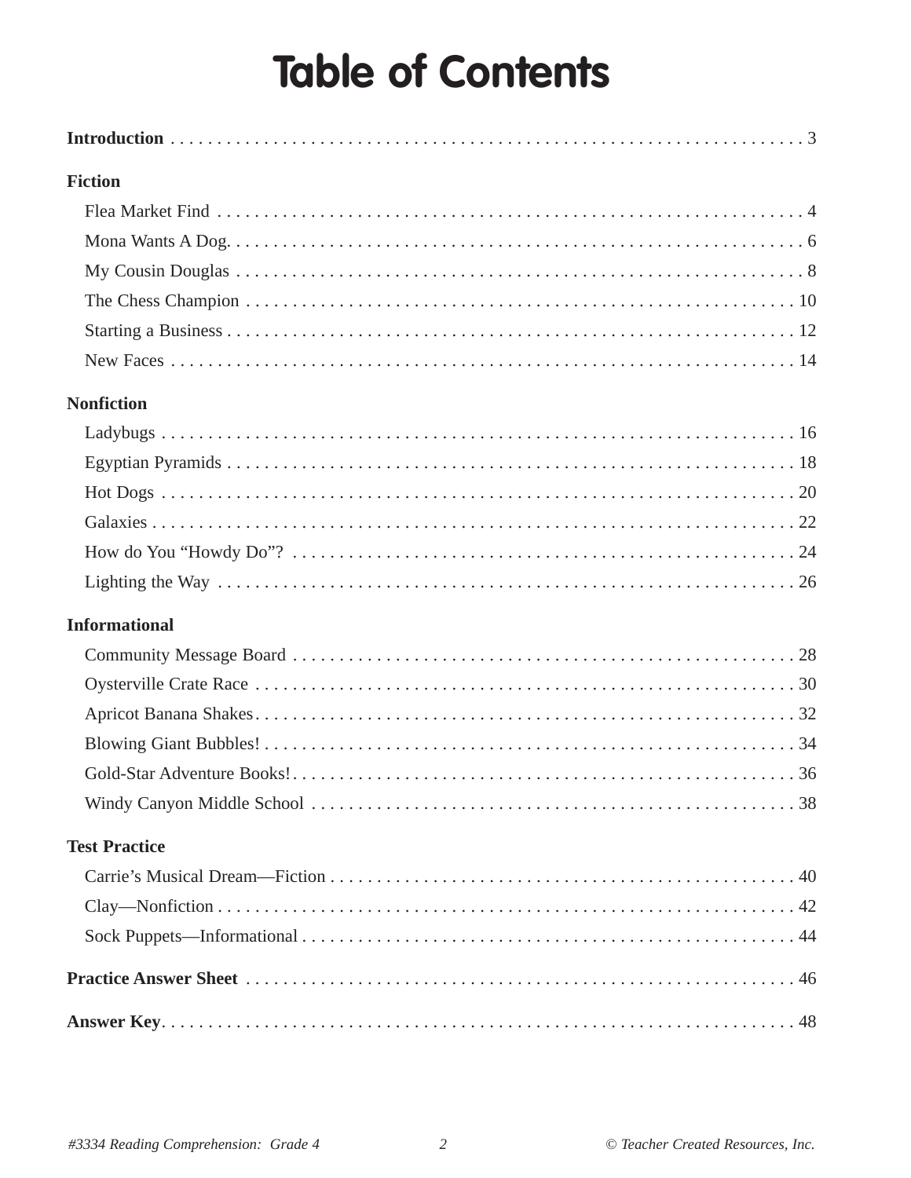# Table of Contents

**Introduction** . . . . . . . . . . . . . . . . . . . . . . . . . . . . . . . . . . . . . . . . . . . . . . . . . . . . . . . . . . . . . . . . . 3

**Fiction**

- Flea Market Find . . . . . . . . . . . . . . . . . . . . . . . . . . . . . . . . . . . . . . . . . . . . . . . . . . . . . . . . . . . . 4
- Mona Wants A Dog. . . . . . . . . . . . . . . . . . . . . . . . . . . . . . . . . . . . . . . . . . . . . . . . . . . . . . . . . . . 6
- My Cousin Douglas . . . . . . . . . . . . . . . . . . . . . . . . . . . . . . . . . . . . . . . . . . . . . . . . . . . . . . . . . . 8
- The Chess Champion . . . . . . . . . . . . . . . . . . . . . . . . . . . . . . . . . . . . . . . . . . . . . . . . . . . . . . . . 10
- Starting a Business . . . . . . . . . . . . . . . . . . . . . . . . . . . . . . . . . . . . . . . . . . . . . . . . . . . . . . . . . 12
- New Faces . . . . . . . . . . . . . . . . . . . . . . . . . . . . . . . . . . . . . . . . . . . . . . . . . . . . . . . . . . . . . . . 14

**Nonfiction**

- Ladybugs . . . . . . . . . . . . . . . . . . . . . . . . . . . . . . . . . . . . . . . . . . . . . . . . . . . . . . . . . . . . . . . 16
- Egyptian Pyramids . . . . . . . . . . . . . . . . . . . . . . . . . . . . . . . . . . . . . . . . . . . . . . . . . . . . . . . . . 18
- Hot Dogs . . . . . . . . . . . . . . . . . . . . . . . . . . . . . . . . . . . . . . . . . . . . . . . . . . . . . . . . . . . . . . . . 20
- Galaxies . . . . . . . . . . . . . . . . . . . . . . . . . . . . . . . . . . . . . . . . . . . . . . . . . . . . . . . . . . . . . . . . . 22
- How do You “Howdy Do”? . . . . . . . . . . . . . . . . . . . . . . . . . . . . . . . . . . . . . . . . . . . . . . . . . . . . 24
- Lighting the Way . . . . . . . . . . . . . . . . . . . . . . . . . . . . . . . . . . . . . . . . . . . . . . . . . . . . . . . . . . . 26

**Informational**

- Community Message Board . . . . . . . . . . . . . . . . . . . . . . . . . . . . . . . . . . . . . . . . . . . . . . . . . . . 28
- Oysterville Crate Race . . . . . . . . . . . . . . . . . . . . . . . . . . . . . . . . . . . . . . . . . . . . . . . . . . . . . . . 30
- Apricot Banana Shakes . . . . . . . . . . . . . . . . . . . . . . . . . . . . . . . . . . . . . . . . . . . . . . . . . . . . . . . 32
- Blowing Giant Bubbles! . . . . . . . . . . . . . . . . . . . . . . . . . . . . . . . . . . . . . . . . . . . . . . . . . . . . . . . 34
- Gold-Star Adventure Books! . . . . . . . . . . . . . . . . . . . . . . . . . . . . . . . . . . . . . . . . . . . . . . . . . . . 36
- Windy Canyon Middle School . . . . . . . . . . . . . . . . . . . . . . . . . . . . . . . . . . . . . . . . . . . . . . . . . . 38

**Test Practice**

- Carrie’s Musical Dream—Fiction . . . . . . . . . . . . . . . . . . . . . . . . . . . . . . . . . . . . . . . . . . . . . . . . 40
- Clay—Nonfiction . . . . . . . . . . . . . . . . . . . . . . . . . . . . . . . . . . . . . . . . . . . . . . . . . . . . . . . . . . . 42
- Sock Puppets—Informational . . . . . . . . . . . . . . . . . . . . . . . . . . . . . . . . . . . . . . . . . . . . . . . . . . 44

**Practice Answer Sheet** . . . . . . . . . . . . . . . . . . . . . . . . . . . . . . . . . . . . . . . . . . . . . . . . . . . . . . . . 46

**Answer Key**. . . . . . . . . . . . . . . . . . . . . . . . . . . . . . . . . . . . . . . . . . . . . . . . . . . . . . . . . . . . . . . . 48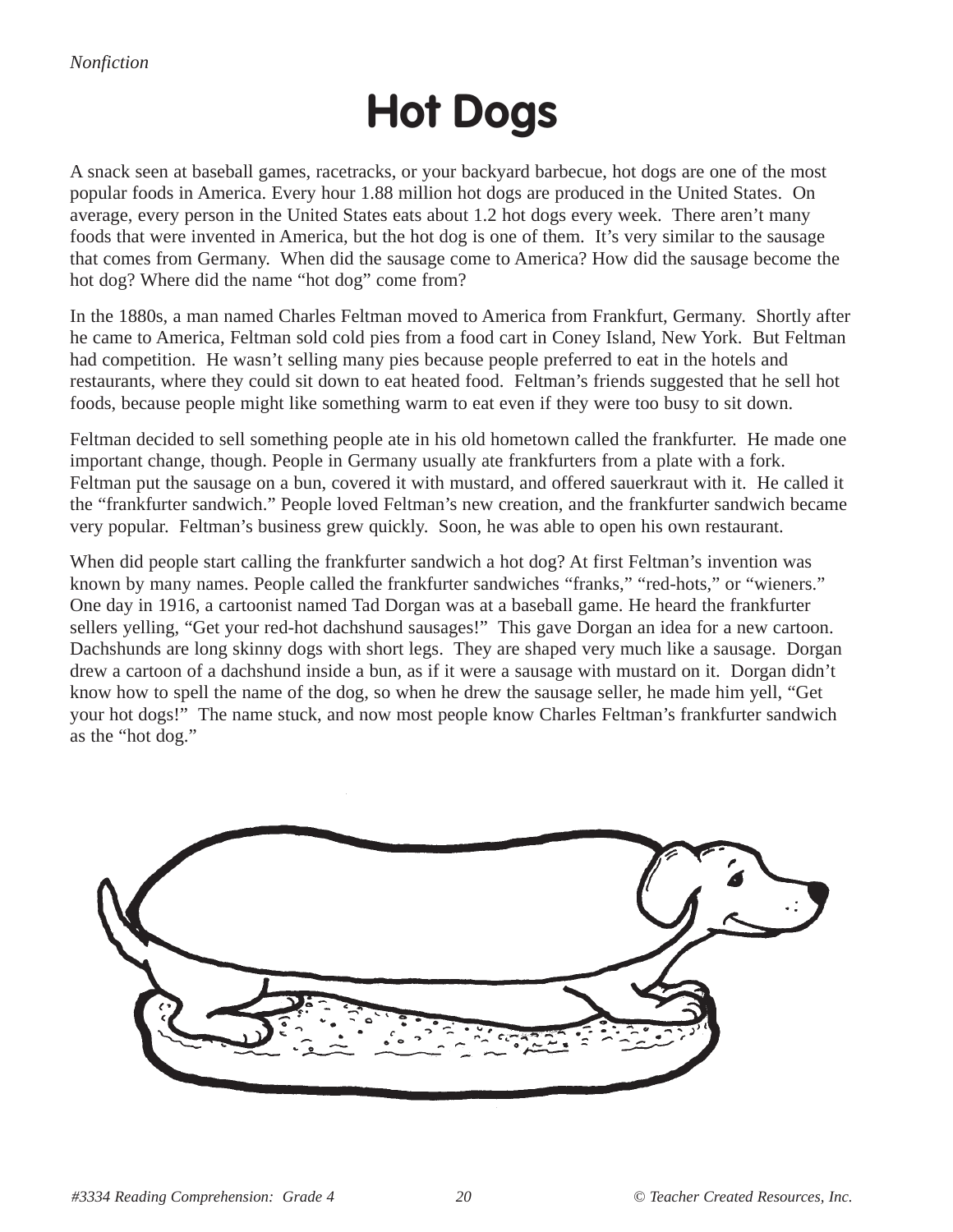*Nonfiction*

# Hot Dogs

A snack seen at baseball games, racetracks, or your backyard barbecue, hot dogs are one of the most popular foods in America. Every hour 1.88 million hot dogs are produced in the United States. On average, every person in the United States eats about 1.2 hot dogs every week. There aren't many foods that were invented in America, but the hot dog is one of them. It's very similar to the sausage that comes from Germany. When did the sausage come to America? How did the sausage become the hot dog? Where did the name "hot dog" come from?

In the 1880s, a man named Charles Feltman moved to America from Frankfurt, Germany. Shortly after he came to America, Feltman sold cold pies from a food cart in Coney Island, New York. But Feltman had competition. He wasn't selling many pies because people preferred to eat in the hotels and restaurants, where they could sit down to eat heated food. Feltman's friends suggested that he sell hot foods, because people might like something warm to eat even if they were too busy to sit down.

Feltman decided to sell something people ate in his old hometown called the frankfurter. He made one important change, though. People in Germany usually ate frankfurters from a plate with a fork. Feltman put the sausage on a bun, covered it with mustard, and offered sauerkraut with it. He called it the "frankfurter sandwich." People loved Feltman's new creation, and the frankfurter sandwich became very popular. Feltman's business grew quickly. Soon, he was able to open his own restaurant.

When did people start calling the frankfurter sandwich a hot dog? At first Feltman's invention was known by many names. People called the frankfurter sandwiches "franks," "red-hots," or "wieners." One day in 1916, a cartoonist named Tad Dorgan was at a baseball game. He heard the frankfurter sellers yelling, "Get your red-hot dachshund sausages!" This gave Dorgan an idea for a new cartoon. Dachshunds are long skinny dogs with short legs. They are shaped very much like a sausage. Dorgan drew a cartoon of a dachshund inside a bun, as if it were a sausage with mustard on it. Dorgan didn't know how to spell the name of the dog, so when he drew the sausage seller, he made him yell, "Get your hot dogs!" The name stuck, and now most people know Charles Feltman's frankfurter sandwich as the "hot dog."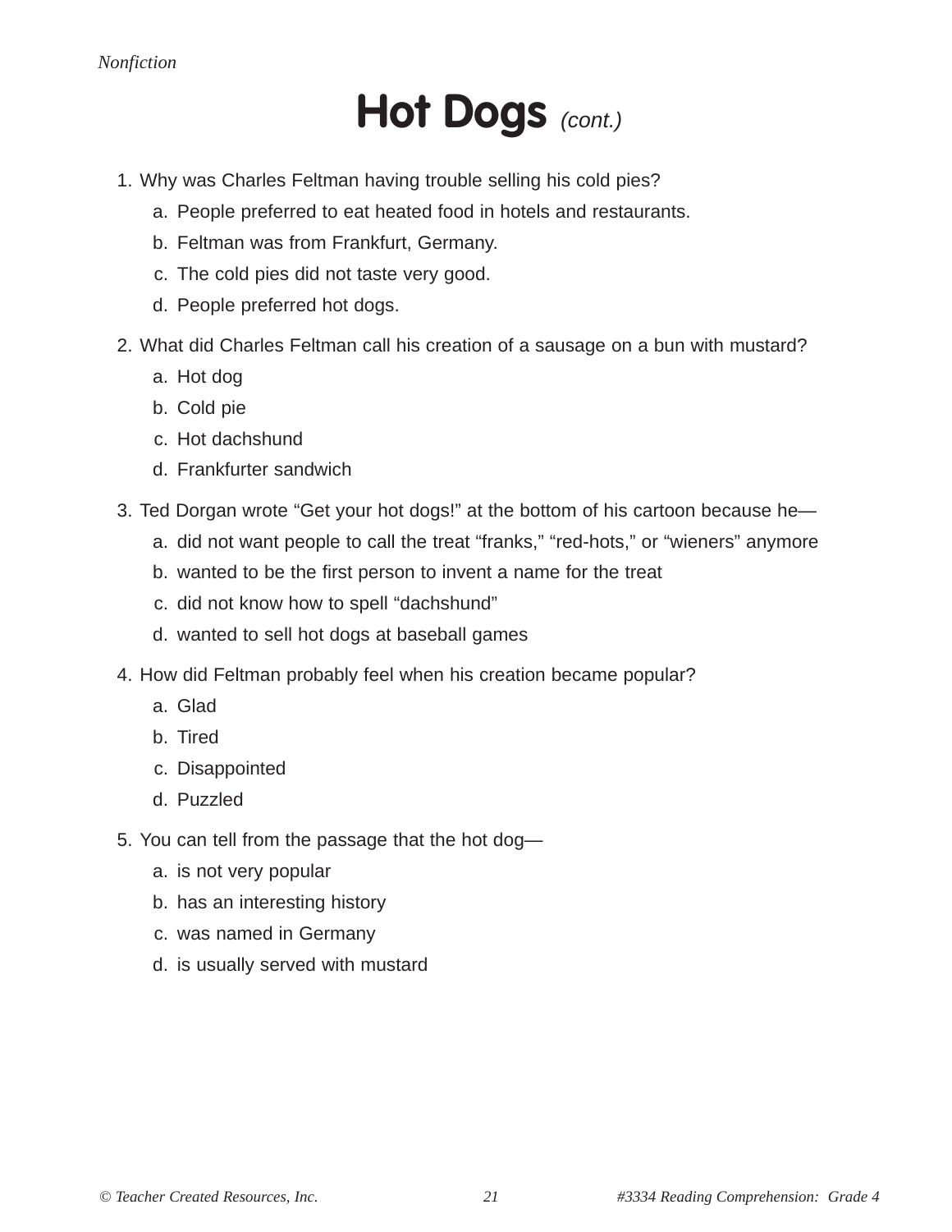*Nonfiction*

# Hot Dogs *(cont.)*

1. Why was Charles Feltman having trouble selling his cold pies?
   a. People preferred to eat heated food in hotels and restaurants.
   b. Feltman was from Frankfurt, Germany.
   c. The cold pies did not taste very good.
   d. People preferred hot dogs.

2. What did Charles Feltman call his creation of a sausage on a bun with mustard?
   a. Hot dog
   b. Cold pie
   c. Hot dachshund
   d. Frankfurter sandwich

3. Ted Dorgan wrote "Get your hot dogs!" at the bottom of his cartoon because he—
   a. did not want people to call the treat "franks," "red-hots," or "wieners" anymore
   b. wanted to be the first person to invent a name for the treat
   c. did not know how to spell "dachshund"
   d. wanted to sell hot dogs at baseball games

4. How did Feltman probably feel when his creation became popular?
   a. Glad
   b. Tired
   c. Disappointed
   d. Puzzled

5. You can tell from the passage that the hot dog—
   a. is not very popular
   b. has an interesting history
   c. was named in Germany
   d. is usually served with mustard